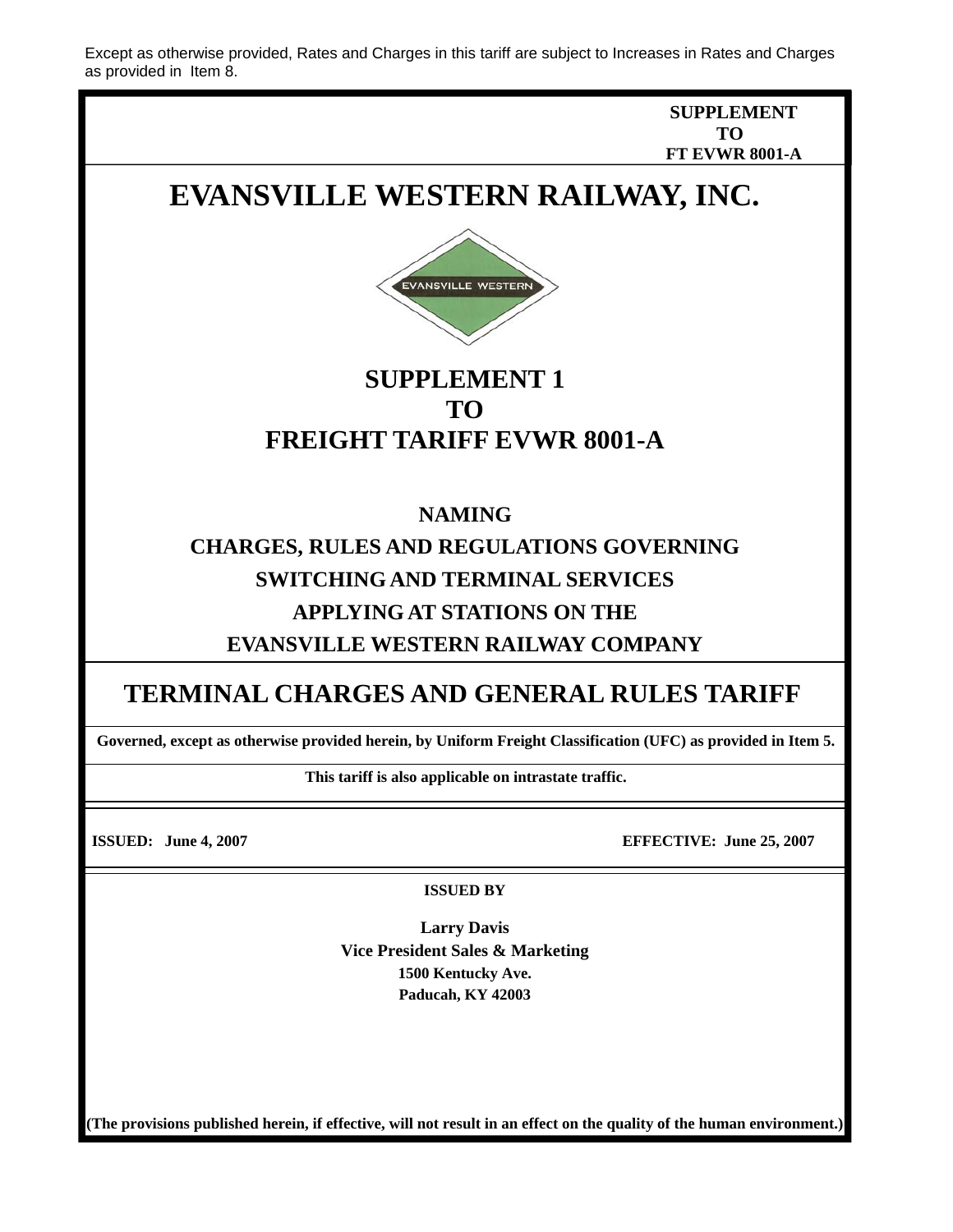Except as otherwise provided, Rates and Charges in this tariff are subject to Increases in Rates and Charges as provided in Item 8.

**SUPPLEMENT TO FT EVWR 8001-A**

# EVANSVILLE WESTERN RAILWAY, INC.

## SUPPLEMENT 1 TO FREIGHT TARIFF EVWR 8001-A

**NAMING**

**CHARGES, RULES AND REGULATIONS GOVERNING**

**SWITCHING AND TERMINAL SERVICES**

**APPLYING AT STATIONS ON THE**

**EVANSVILLE WESTERN RAILWAY COMPANY**

## TERMINAL CHARGES AND GENERAL RULES TARIFF

**Governed, except as otherwise provided herein, by Uniform Freight Classification (UFC) as provided in Item 5.**

**This tariff is also applicable on intrastate traffic.**

**ISSUED: June 4, 2007** | **EFFECTIVE: June 25, 2007**

**ISSUED BY**

**Larry Davis**
**Vice President Sales & Marketing**
**1500 Kentucky Ave.**
**Paducah, KY 42003**

**(The provisions published herein, if effective, will not result in an effect on the quality of the human environment.)**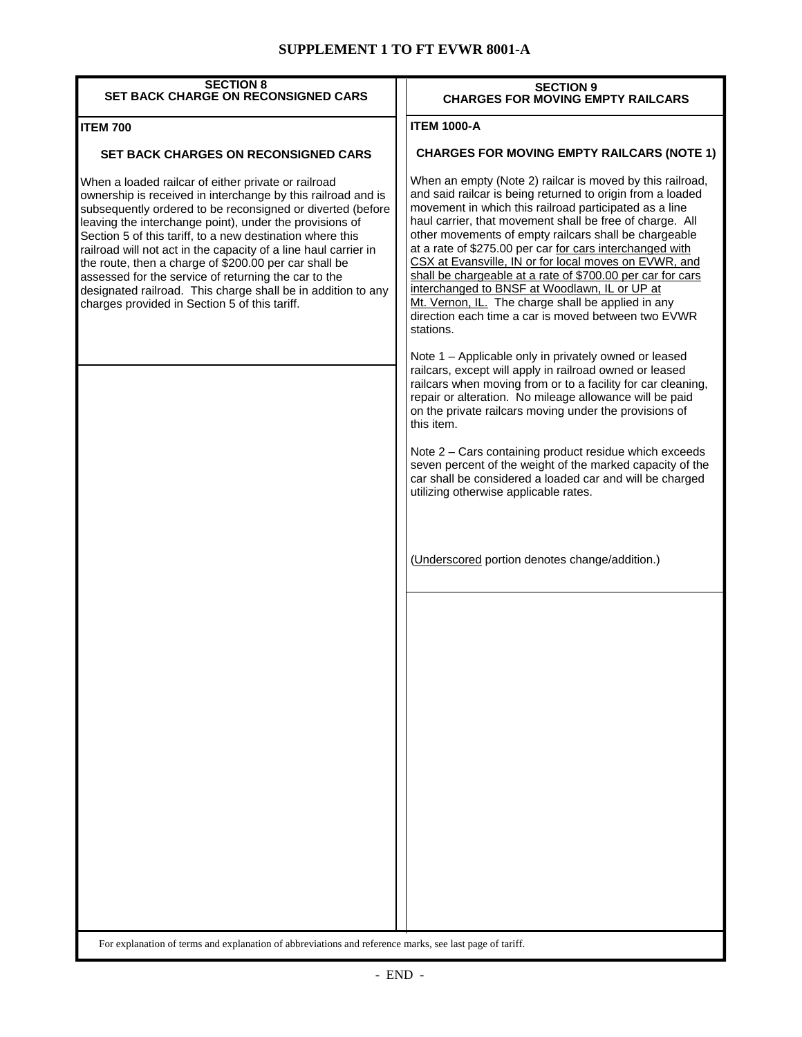# SUPPLEMENT 1 TO FT EVWR 8001-A

## SECTION 8
## SET BACK CHARGE ON RECONSIGNED CARS

**ITEM 700**

**SET BACK CHARGES ON RECONSIGNED CARS**

When a loaded railcar of either private or railroad ownership is received in interchange by this railroad and is subsequently ordered to be reconsigned or diverted (before leaving the interchange point), under the provisions of Section 5 of this tariff, to a new destination where this railroad will not act in the capacity of a line haul carrier in the route, then a charge of $200.00 per car shall be assessed for the service of returning the car to the designated railroad. This charge shall be in addition to any charges provided in Section 5 of this tariff.

## SECTION 9
## CHARGES FOR MOVING EMPTY RAILCARS

**ITEM 1000-A**

**CHARGES FOR MOVING EMPTY RAILCARS (NOTE 1)**

When an empty (Note 2) railcar is moved by this railroad, and said railcar is being returned to origin from a loaded movement in which this railroad participated as a line haul carrier, that movement shall be free of charge. All other movements of empty railcars shall be chargeable at a rate of $275.00 per car for cars interchanged with CSX at Evansville, IN or for local moves on EVWR, and shall be chargeable at a rate of $700.00 per car for cars interchanged to BNSF at Woodlawn, IL or UP at Mt. Vernon, IL. The charge shall be applied in any direction each time a car is moved between two EVWR stations.

Note 1 – Applicable only in privately owned or leased railcars, except will apply in railroad owned or leased railcars when moving from or to a facility for car cleaning, repair or alteration. No mileage allowance will be paid on the private railcars moving under the provisions of this item.

Note 2 – Cars containing product residue which exceeds seven percent of the weight of the marked capacity of the car shall be considered a loaded car and will be charged utilizing otherwise applicable rates.

(Underscored portion denotes change/addition.)

For explanation of terms and explanation of abbreviations and reference marks, see last page of tariff.

- END -